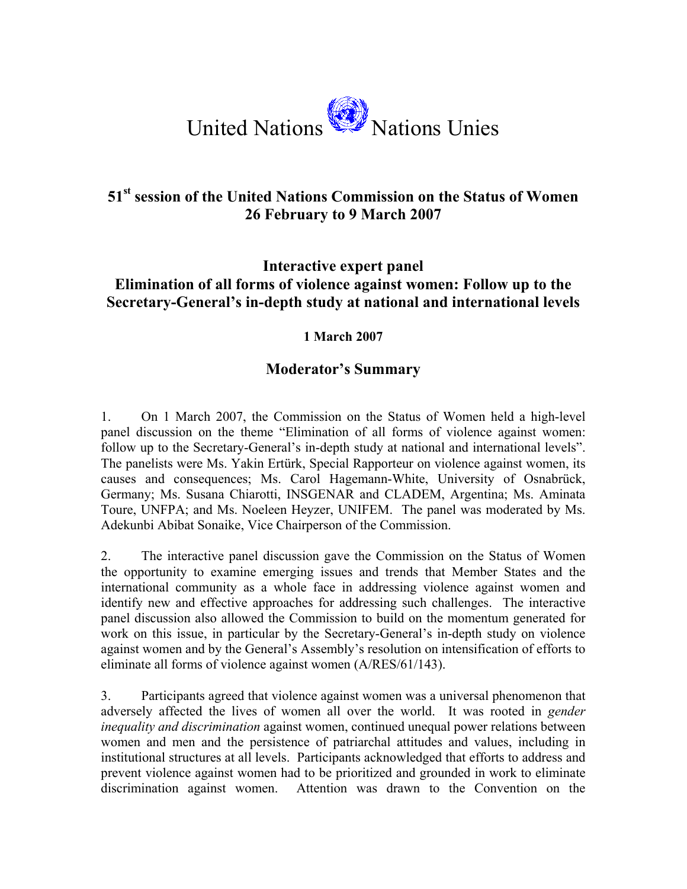United Nations Nations Unies

## 51st session of the United Nations Commission on the Status of Women 26 February to 9 March 2007

## Interactive expert panel
## Elimination of all forms of violence against women: Follow up to the Secretary-General's in-depth study at national and international levels

**1 March 2007**

## Moderator's Summary

1. On 1 March 2007, the Commission on the Status of Women held a high-level panel discussion on the theme "Elimination of all forms of violence against women: follow up to the Secretary-General's in-depth study at national and international levels". The panelists were Ms. Yakin Ertürk, Special Rapporteur on violence against women, its causes and consequences; Ms. Carol Hagemann-White, University of Osnabrück, Germany; Ms. Susana Chiarotti, INSGENAR and CLADEM, Argentina; Ms. Aminata Toure, UNFPA; and Ms. Noeleen Heyzer, UNIFEM. The panel was moderated by Ms. Adekunbi Abibat Sonaike, Vice Chairperson of the Commission.

2. The interactive panel discussion gave the Commission on the Status of Women the opportunity to examine emerging issues and trends that Member States and the international community as a whole face in addressing violence against women and identify new and effective approaches for addressing such challenges. The interactive panel discussion also allowed the Commission to build on the momentum generated for work on this issue, in particular by the Secretary-General's in-depth study on violence against women and by the General's Assembly's resolution on intensification of efforts to eliminate all forms of violence against women (A/RES/61/143).

3. Participants agreed that violence against women was a universal phenomenon that adversely affected the lives of women all over the world. It was rooted in *gender inequality and discrimination* against women, continued unequal power relations between women and men and the persistence of patriarchal attitudes and values, including in institutional structures at all levels. Participants acknowledged that efforts to address and prevent violence against women had to be prioritized and grounded in work to eliminate discrimination against women. Attention was drawn to the Convention on the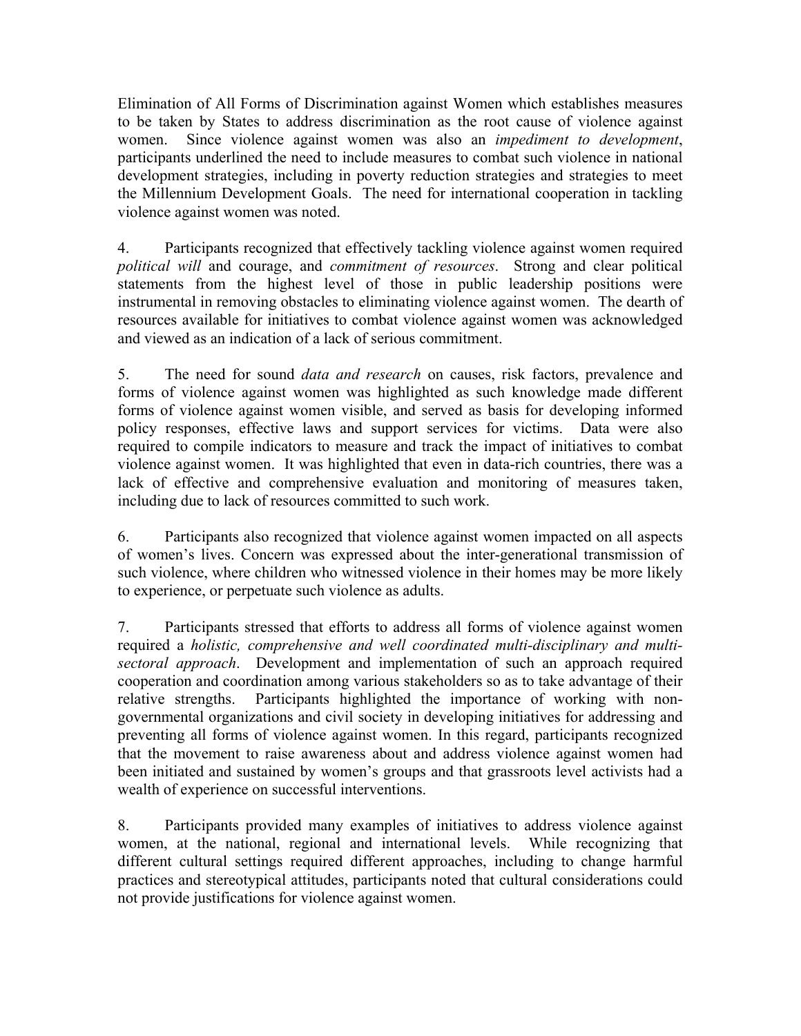Elimination of All Forms of Discrimination against Women which establishes measures to be taken by States to address discrimination as the root cause of violence against women. Since violence against women was also an *impediment to development*, participants underlined the need to include measures to combat such violence in national development strategies, including in poverty reduction strategies and strategies to meet the Millennium Development Goals. The need for international cooperation in tackling violence against women was noted.

4. Participants recognized that effectively tackling violence against women required *political will* and courage, and *commitment of resources*. Strong and clear political statements from the highest level of those in public leadership positions were instrumental in removing obstacles to eliminating violence against women. The dearth of resources available for initiatives to combat violence against women was acknowledged and viewed as an indication of a lack of serious commitment.

5. The need for sound *data and research* on causes, risk factors, prevalence and forms of violence against women was highlighted as such knowledge made different forms of violence against women visible, and served as basis for developing informed policy responses, effective laws and support services for victims. Data were also required to compile indicators to measure and track the impact of initiatives to combat violence against women. It was highlighted that even in data-rich countries, there was a lack of effective and comprehensive evaluation and monitoring of measures taken, including due to lack of resources committed to such work.

6. Participants also recognized that violence against women impacted on all aspects of women's lives. Concern was expressed about the inter-generational transmission of such violence, where children who witnessed violence in their homes may be more likely to experience, or perpetuate such violence as adults.

7. Participants stressed that efforts to address all forms of violence against women required a *holistic, comprehensive and well coordinated multi-disciplinary and multi-sectoral approach*. Development and implementation of such an approach required cooperation and coordination among various stakeholders so as to take advantage of their relative strengths. Participants highlighted the importance of working with non-governmental organizations and civil society in developing initiatives for addressing and preventing all forms of violence against women. In this regard, participants recognized that the movement to raise awareness about and address violence against women had been initiated and sustained by women's groups and that grassroots level activists had a wealth of experience on successful interventions.

8. Participants provided many examples of initiatives to address violence against women, at the national, regional and international levels. While recognizing that different cultural settings required different approaches, including to change harmful practices and stereotypical attitudes, participants noted that cultural considerations could not provide justifications for violence against women.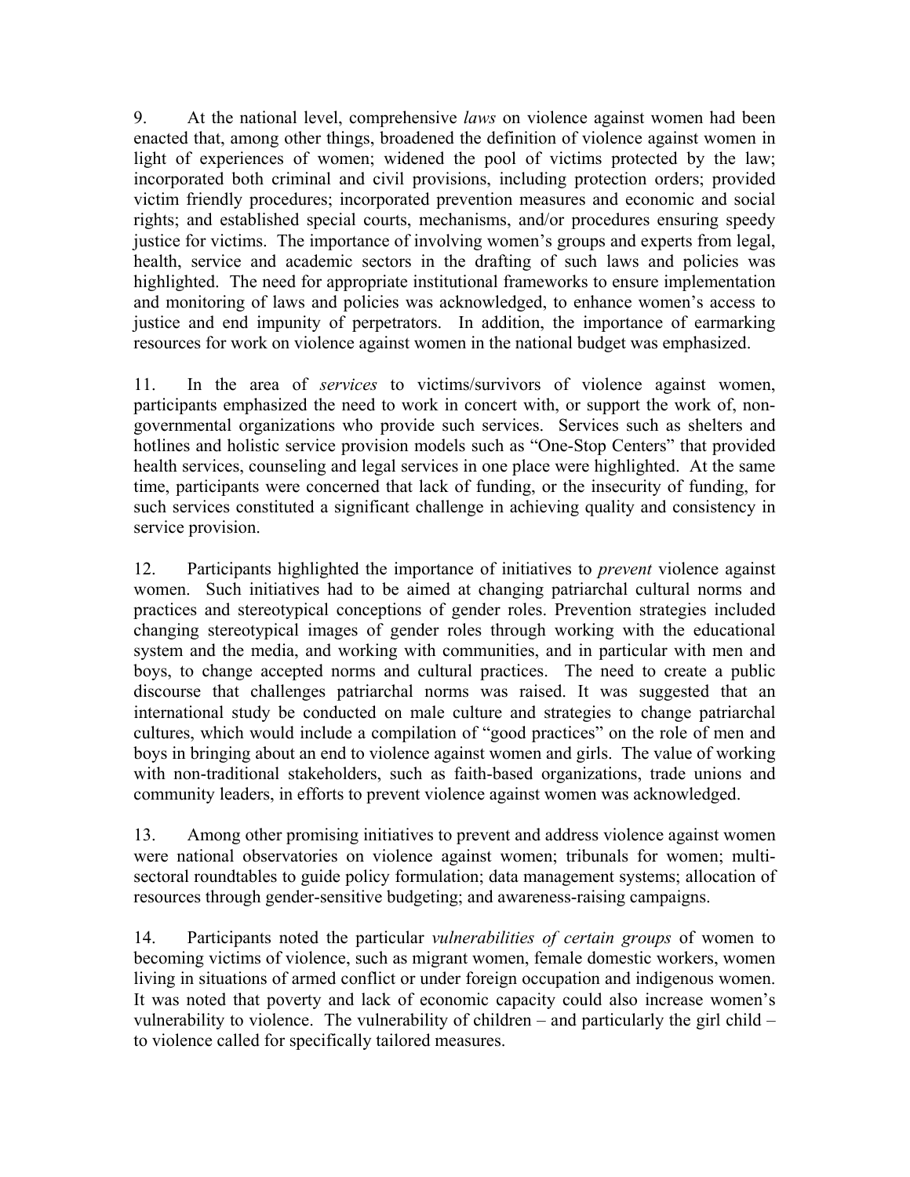9. At the national level, comprehensive *laws* on violence against women had been enacted that, among other things, broadened the definition of violence against women in light of experiences of women; widened the pool of victims protected by the law; incorporated both criminal and civil provisions, including protection orders; provided victim friendly procedures; incorporated prevention measures and economic and social rights; and established special courts, mechanisms, and/or procedures ensuring speedy justice for victims. The importance of involving women's groups and experts from legal, health, service and academic sectors in the drafting of such laws and policies was highlighted. The need for appropriate institutional frameworks to ensure implementation and monitoring of laws and policies was acknowledged, to enhance women's access to justice and end impunity of perpetrators. In addition, the importance of earmarking resources for work on violence against women in the national budget was emphasized.

11. In the area of *services* to victims/survivors of violence against women, participants emphasized the need to work in concert with, or support the work of, non-governmental organizations who provide such services. Services such as shelters and hotlines and holistic service provision models such as "One-Stop Centers" that provided health services, counseling and legal services in one place were highlighted. At the same time, participants were concerned that lack of funding, or the insecurity of funding, for such services constituted a significant challenge in achieving quality and consistency in service provision.

12. Participants highlighted the importance of initiatives to *prevent* violence against women. Such initiatives had to be aimed at changing patriarchal cultural norms and practices and stereotypical conceptions of gender roles. Prevention strategies included changing stereotypical images of gender roles through working with the educational system and the media, and working with communities, and in particular with men and boys, to change accepted norms and cultural practices. The need to create a public discourse that challenges patriarchal norms was raised. It was suggested that an international study be conducted on male culture and strategies to change patriarchal cultures, which would include a compilation of "good practices" on the role of men and boys in bringing about an end to violence against women and girls. The value of working with non-traditional stakeholders, such as faith-based organizations, trade unions and community leaders, in efforts to prevent violence against women was acknowledged.

13. Among other promising initiatives to prevent and address violence against women were national observatories on violence against women; tribunals for women; multi-sectoral roundtables to guide policy formulation; data management systems; allocation of resources through gender-sensitive budgeting; and awareness-raising campaigns.

14. Participants noted the particular *vulnerabilities of certain groups* of women to becoming victims of violence, such as migrant women, female domestic workers, women living in situations of armed conflict or under foreign occupation and indigenous women. It was noted that poverty and lack of economic capacity could also increase women's vulnerability to violence. The vulnerability of children – and particularly the girl child – to violence called for specifically tailored measures.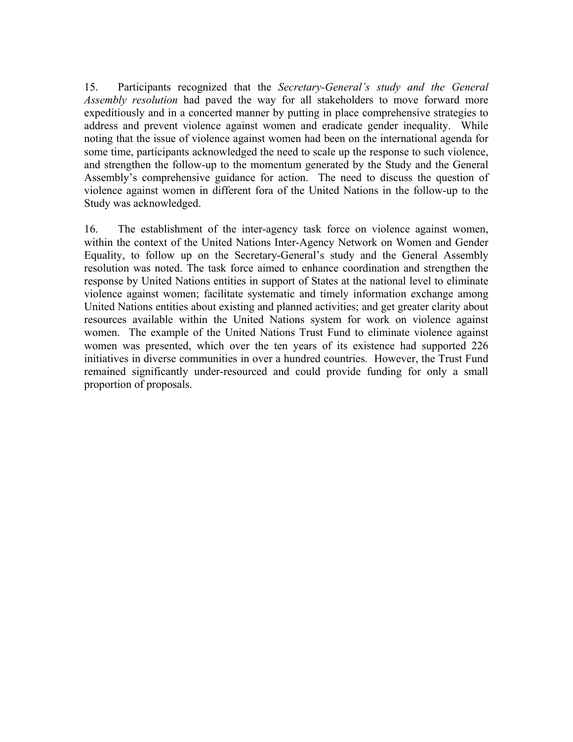15. Participants recognized that the *Secretary-General's study and the General Assembly resolution* had paved the way for all stakeholders to move forward more expeditiously and in a concerted manner by putting in place comprehensive strategies to address and prevent violence against women and eradicate gender inequality. While noting that the issue of violence against women had been on the international agenda for some time, participants acknowledged the need to scale up the response to such violence, and strengthen the follow-up to the momentum generated by the Study and the General Assembly's comprehensive guidance for action. The need to discuss the question of violence against women in different fora of the United Nations in the follow-up to the Study was acknowledged.

16. The establishment of the inter-agency task force on violence against women, within the context of the United Nations Inter-Agency Network on Women and Gender Equality, to follow up on the Secretary-General's study and the General Assembly resolution was noted. The task force aimed to enhance coordination and strengthen the response by United Nations entities in support of States at the national level to eliminate violence against women; facilitate systematic and timely information exchange among United Nations entities about existing and planned activities; and get greater clarity about resources available within the United Nations system for work on violence against women. The example of the United Nations Trust Fund to eliminate violence against women was presented, which over the ten years of its existence had supported 226 initiatives in diverse communities in over a hundred countries. However, the Trust Fund remained significantly under-resourced and could provide funding for only a small proportion of proposals.